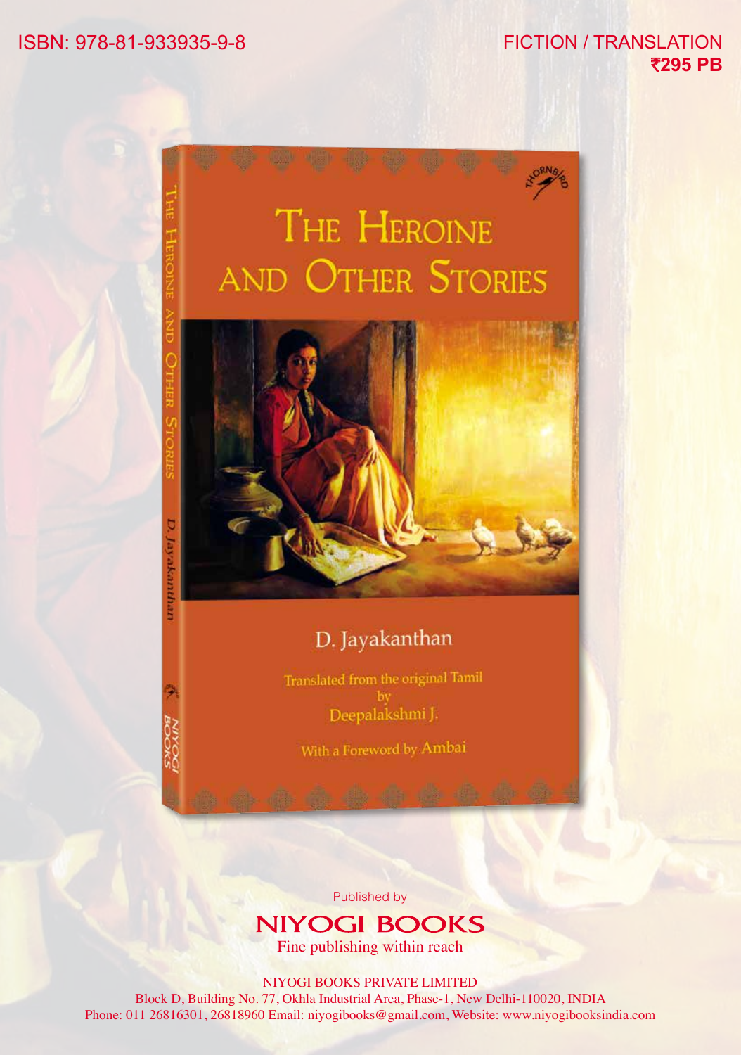ISBN: 978-81-933935-9-8

FICTION / TRANSLATION
**₹295 PB**

# The Heroine and Other Stories

D. Jayakanthan

Translated from the original Tamil by Deepalakshmi J.

With a Foreword by Ambai

Published by

**NIYOGI BOOKS**

Fine publishing within reach

NIYOGI BOOKS PRIVATE LIMITED
Block D, Building No. 77, Okhla Industrial Area, Phase-1, New Delhi-110020, INDIA
Phone: 011 26816301, 26818960 Email: niyogibooks@gmail.com, Website: www.niyogibooksindia.com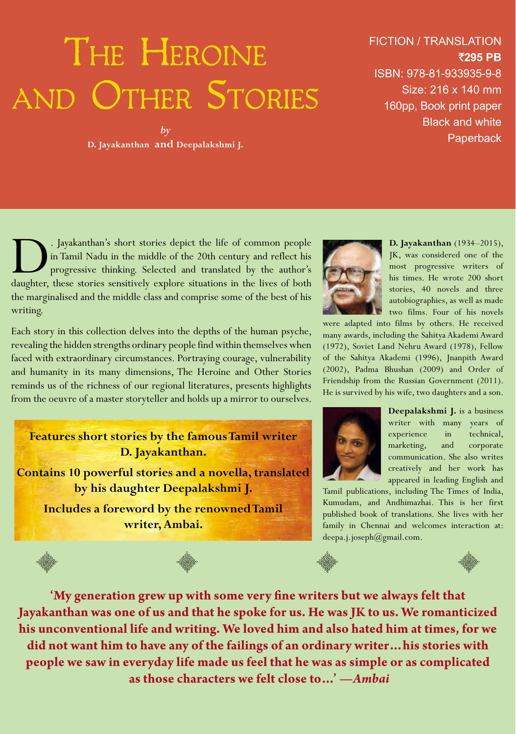# The Heroine and Other Stories

*by*

**D. Jayakanthan and Deepalakshmi J.**

FICTION / TRANSLATION

**₹295 PB**

ISBN: 978-81-933935-9-8

Size: 216 x 140 mm

160pp, Book print paper

Black and white

Paperback

D. Jayakanthan's short stories depict the life of common people in Tamil Nadu in the middle of the 20th century and reflect his progressive thinking. Selected and translated by the author's daughter, these stories sensitively explore situations in the lives of both the marginalised and the middle class and comprise some of the best of his writing.

Each story in this collection delves into the depths of the human psyche, revealing the hidden strengths ordinary people find within themselves when faced with extraordinary circumstances. Portraying courage, vulnerability and humanity in its many dimensions, The Heroine and Other Stories reminds us of the richness of our regional literatures, presents highlights from the oeuvre of a master storyteller and holds up a mirror to ourselves.

**Features short stories by the famous Tamil writer D. Jayakanthan.**

**Contains 10 powerful stories and a novella, translated by his daughter Deepalakshmi J.**

**Includes a foreword by the renowned Tamil writer, Ambai.**

**D. Jayakanthan** (1934–2015), JK, was considered one of the most progressive writers of his times. He wrote 200 short stories, 40 novels and three autobiographies, as well as made two films. Four of his novels were adapted into films by others. He received many awards, including the Sahitya Akademi Award (1972), Soviet Land Nehru Award (1978), Fellow of the Sahitya Akademi (1996), Jnanpith Award (2002), Padma Bhushan (2009) and Order of Friendship from the Russian Government (2011). He is survived by his wife, two daughters and a son.

**Deepalakshmi J.** is a business writer with many years of experience in technical, marketing, and corporate communication. She also writes creatively and her work has appeared in leading English and Tamil publications, including The Times of India, Kumudam, and Andhimazhai. This is her first published book of translations. She lives with her family in Chennai and welcomes interaction at: deepa.j.joseph@gmail.com.

**'My generation grew up with some very fine writers but we always felt that Jayakanthan was one of us and that he spoke for us. He was JK to us. We romanticized his unconventional life and writing. We loved him and also hated him at times, for we did not want him to have any of the failings of an ordinary writer…his stories with people we saw in everyday life made us feel that he was as simple or as complicated as those characters we felt close to…' —*Ambai***